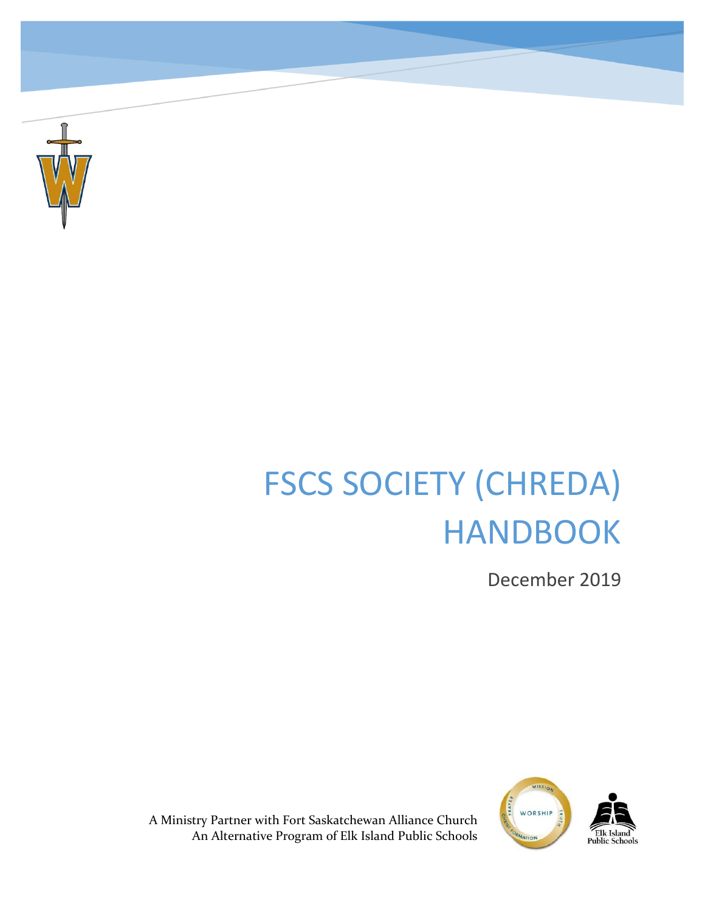# FSCS SOCIETY (CHREDA) HANDBOOK

December 2019

A Ministry Partner with Fort Saskatchewan Alliance Church
An Alternative Program of Elk Island Public Schools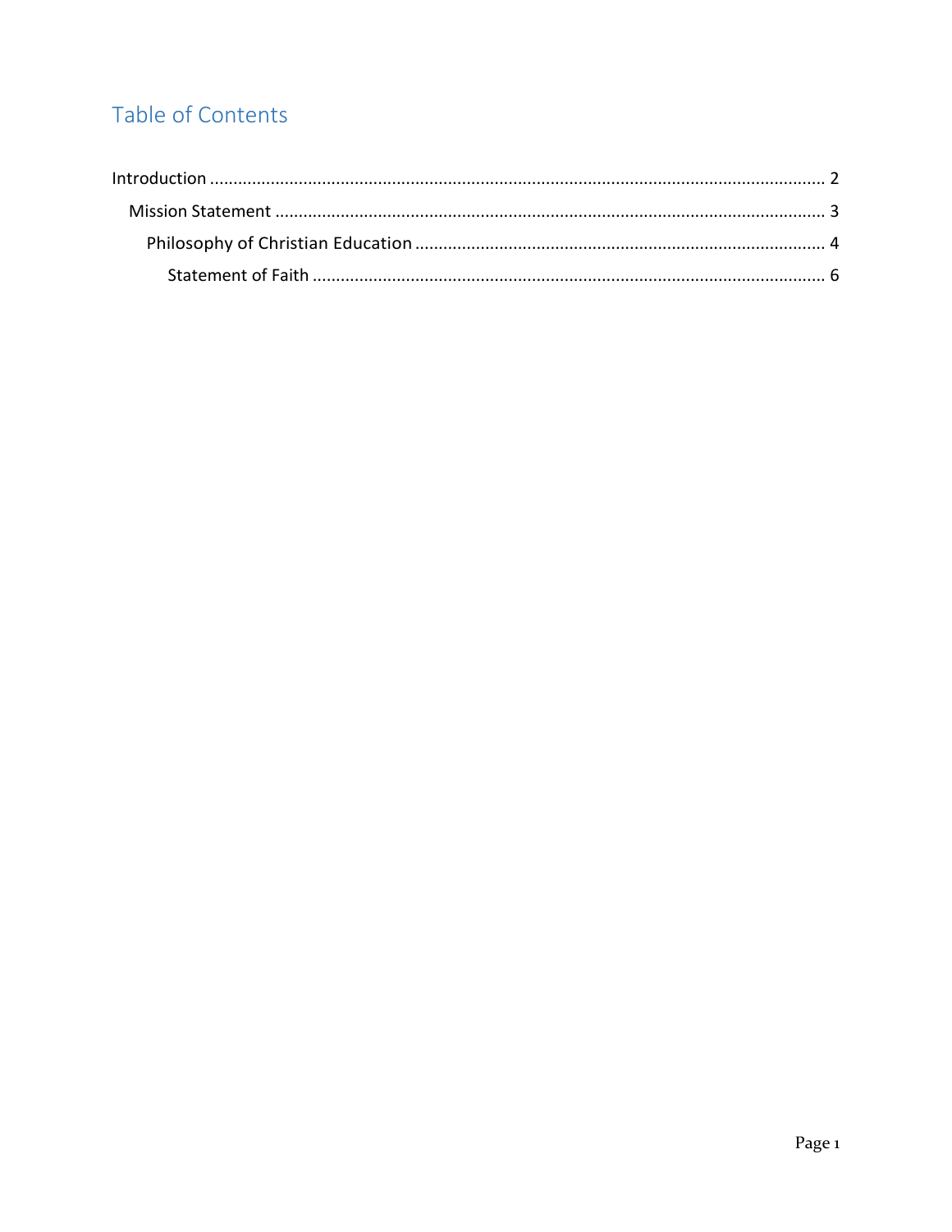# Table of Contents

Introduction ........................................................................................................................ 2

- Mission Statement ....................................................................................................... 3
  - Philosophy of Christian Education ........................................................................... 4
    - Statement of Faith ................................................................................................ 6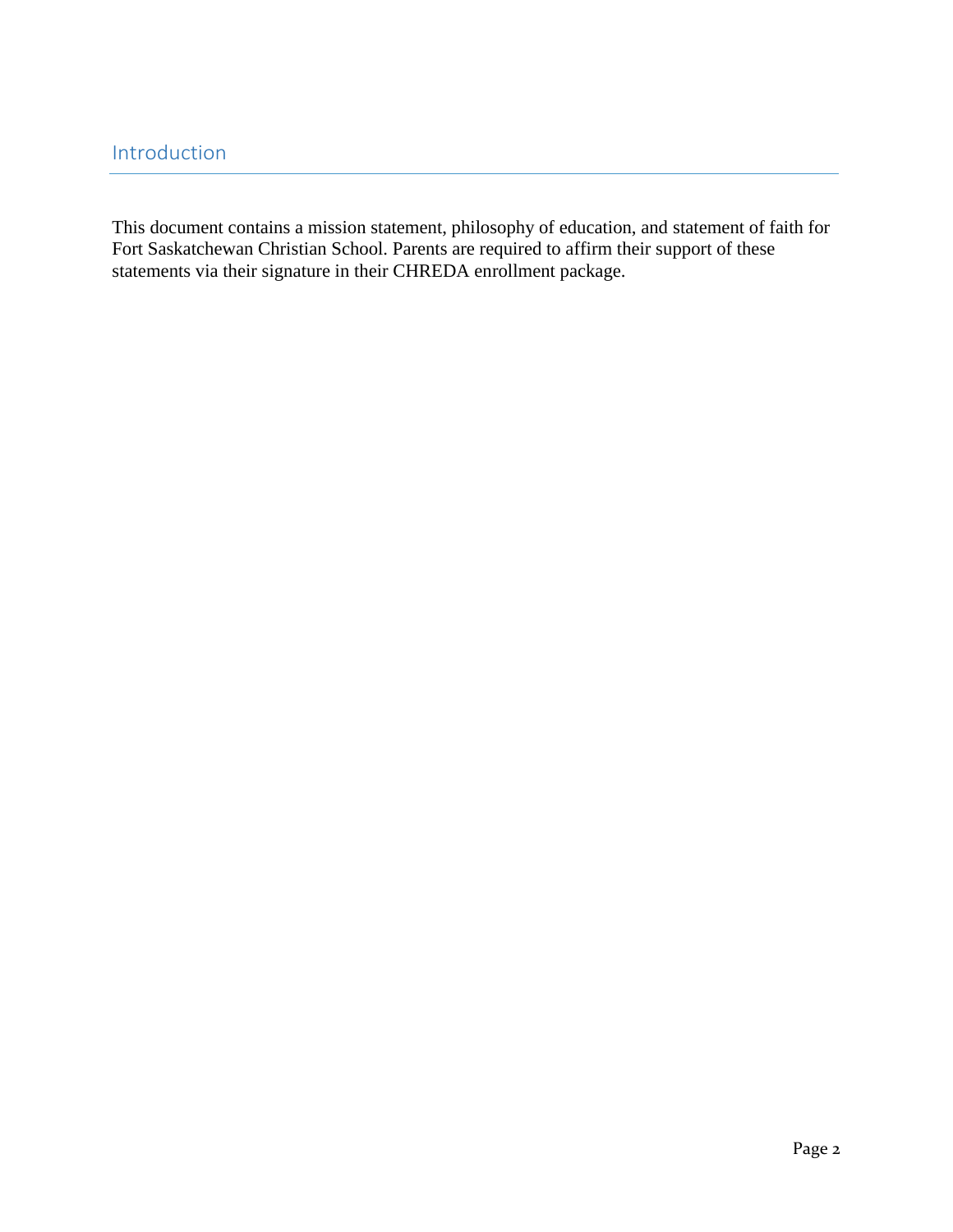## Introduction

This document contains a mission statement, philosophy of education, and statement of faith for Fort Saskatchewan Christian School. Parents are required to affirm their support of these statements via their signature in their CHREDA enrollment package.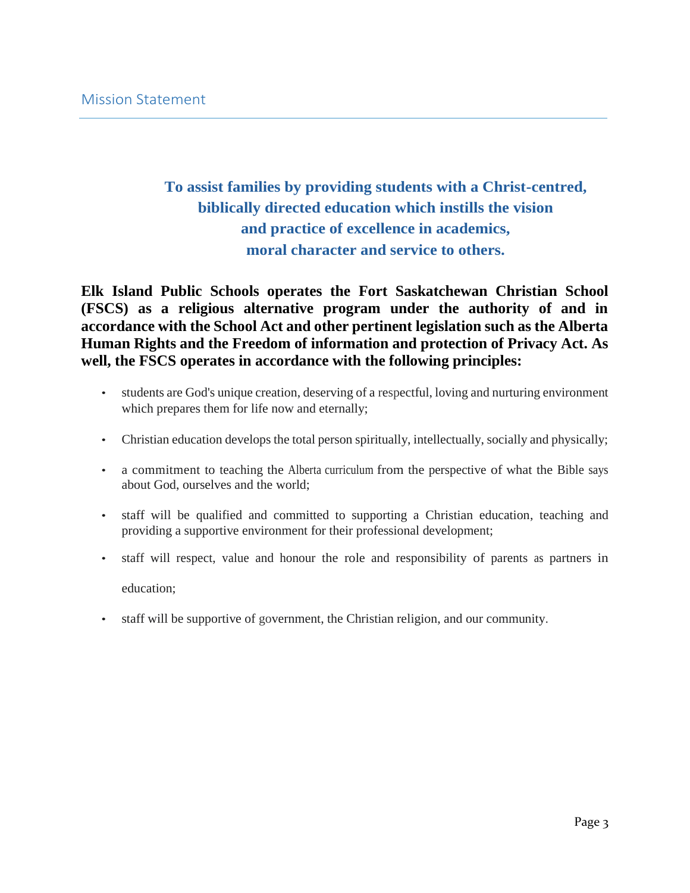## Mission Statement

**To assist families by providing students with a Christ-centred, biblically directed education which instills the vision and practice of excellence in academics, moral character and service to others.**

**Elk Island Public Schools operates the Fort Saskatchewan Christian School (FSCS) as a religious alternative program under the authority of and in accordance with the School Act and other pertinent legislation such as the Alberta Human Rights and the Freedom of information and protection of Privacy Act. As well, the FSCS operates in accordance with the following principles:**

- students are God's unique creation, deserving of a respectful, loving and nurturing environment which prepares them for life now and eternally;
- Christian education develops the total person spiritually, intellectually, socially and physically;
- a commitment to teaching the Alberta curriculum from the perspective of what the Bible says about God, ourselves and the world;
- staff will be qualified and committed to supporting a Christian education, teaching and providing a supportive environment for their professional development;
- staff will respect, value and honour the role and responsibility of parents as partners in education;
- staff will be supportive of government, the Christian religion, and our community.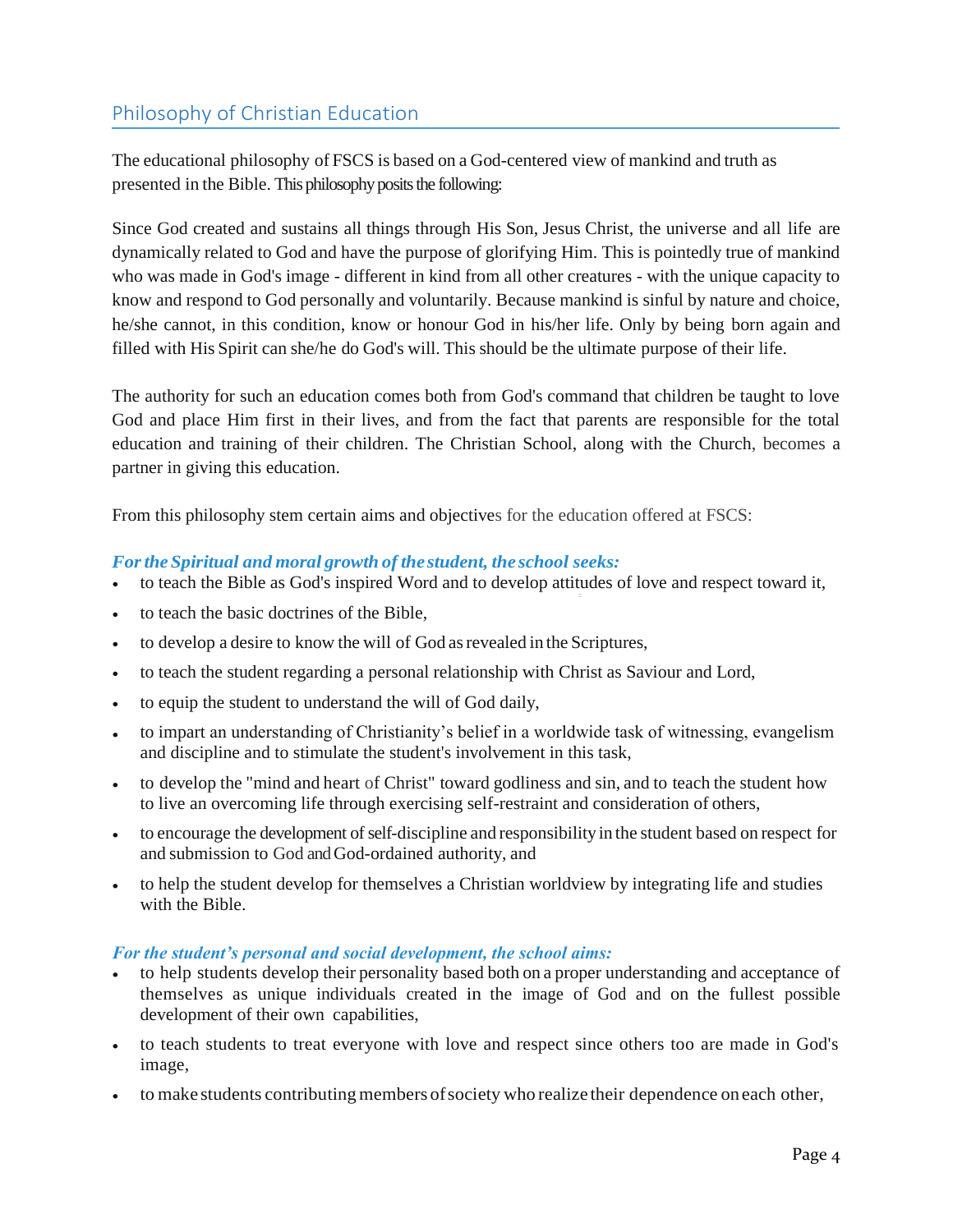## Philosophy of Christian Education

The educational philosophy of FSCS is based on a God-centered view of mankind and truth as presented in the Bible. This philosophy posits the following:

Since God created and sustains all things through His Son, Jesus Christ, the universe and all life are dynamically related to God and have the purpose of glorifying Him. This is pointedly true of mankind who was made in God's image - different in kind from all other creatures - with the unique capacity to know and respond to God personally and voluntarily. Because mankind is sinful by nature and choice, he/she cannot, in this condition, know or honour God in his/her life. Only by being born again and filled with His Spirit can she/he do God's will. This should be the ultimate purpose of their life.

The authority for such an education comes both from God's command that children be taught to love God and place Him first in their lives, and from the fact that parents are responsible for the total education and training of their children. The Christian School, along with the Church, becomes a partner in giving this education.

From this philosophy stem certain aims and objectives for the education offered at FSCS:

***For the Spiritual and moral growth of the student, the school seeks:***

- to teach the Bible as God's inspired Word and to develop attitudes of love and respect toward it,
- to teach the basic doctrines of the Bible,
- to develop a desire to know the will of God as revealed in the Scriptures,
- to teach the student regarding a personal relationship with Christ as Saviour and Lord,
- to equip the student to understand the will of God daily,
- to impart an understanding of Christianity's belief in a worldwide task of witnessing, evangelism and discipline and to stimulate the student's involvement in this task,
- to develop the "mind and heart of Christ" toward godliness and sin, and to teach the student how to live an overcoming life through exercising self-restraint and consideration of others,
- to encourage the development of self-discipline and responsibility in the student based on respect for and submission to God and God-ordained authority, and
- to help the student develop for themselves a Christian worldview by integrating life and studies with the Bible.

***For the student's personal and social development, the school aims:***

- to help students develop their personality based both on a proper understanding and acceptance of themselves as unique individuals created in the image of God and on the fullest possible development of their own capabilities,
- to teach students to treat everyone with love and respect since others too are made in God's image,
- to make students contributing members of society who realize their dependence on each other,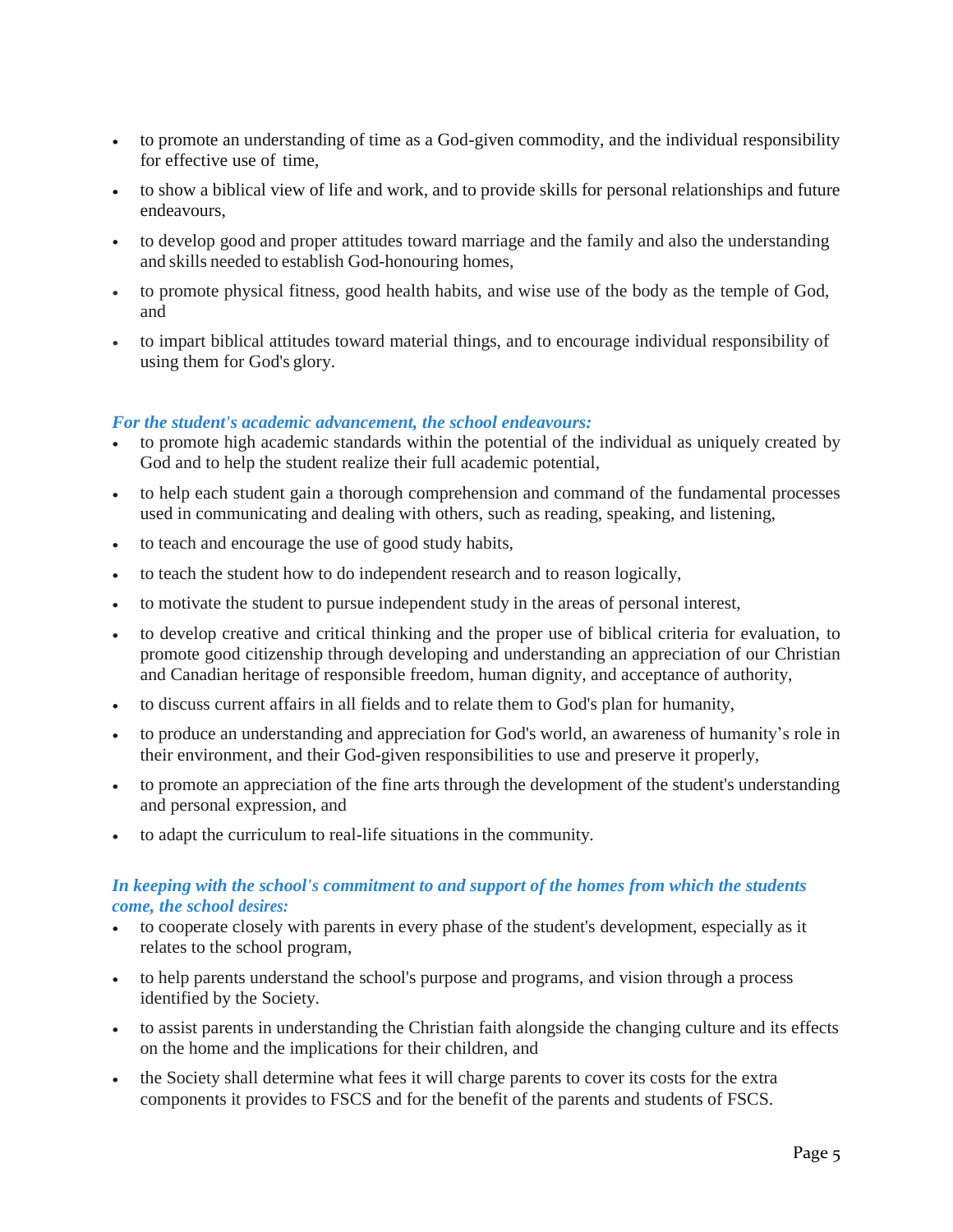- to promote an understanding of time as a God-given commodity, and the individual responsibility for effective use of time,
- to show a biblical view of life and work, and to provide skills for personal relationships and future endeavours,
- to develop good and proper attitudes toward marriage and the family and also the understanding and skills needed to establish God-honouring homes,
- to promote physical fitness, good health habits, and wise use of the body as the temple of God, and
- to impart biblical attitudes toward material things, and to encourage individual responsibility of using them for God's glory.

***For the student's academic advancement, the school endeavours:***

- to promote high academic standards within the potential of the individual as uniquely created by God and to help the student realize their full academic potential,
- to help each student gain a thorough comprehension and command of the fundamental processes used in communicating and dealing with others, such as reading, speaking, and listening,
- to teach and encourage the use of good study habits,
- to teach the student how to do independent research and to reason logically,
- to motivate the student to pursue independent study in the areas of personal interest,
- to develop creative and critical thinking and the proper use of biblical criteria for evaluation, to promote good citizenship through developing and understanding an appreciation of our Christian and Canadian heritage of responsible freedom, human dignity, and acceptance of authority,
- to discuss current affairs in all fields and to relate them to God's plan for humanity,
- to produce an understanding and appreciation for God's world, an awareness of humanity's role in their environment, and their God-given responsibilities to use and preserve it properly,
- to promote an appreciation of the fine arts through the development of the student's understanding and personal expression, and
- to adapt the curriculum to real-life situations in the community.

***In keeping with the school's commitment to and support of the homes from which the students come, the school desires:***

- to cooperate closely with parents in every phase of the student's development, especially as it relates to the school program,
- to help parents understand the school's purpose and programs, and vision through a process identified by the Society.
- to assist parents in understanding the Christian faith alongside the changing culture and its effects on the home and the implications for their children, and
- the Society shall determine what fees it will charge parents to cover its costs for the extra components it provides to FSCS and for the benefit of the parents and students of FSCS.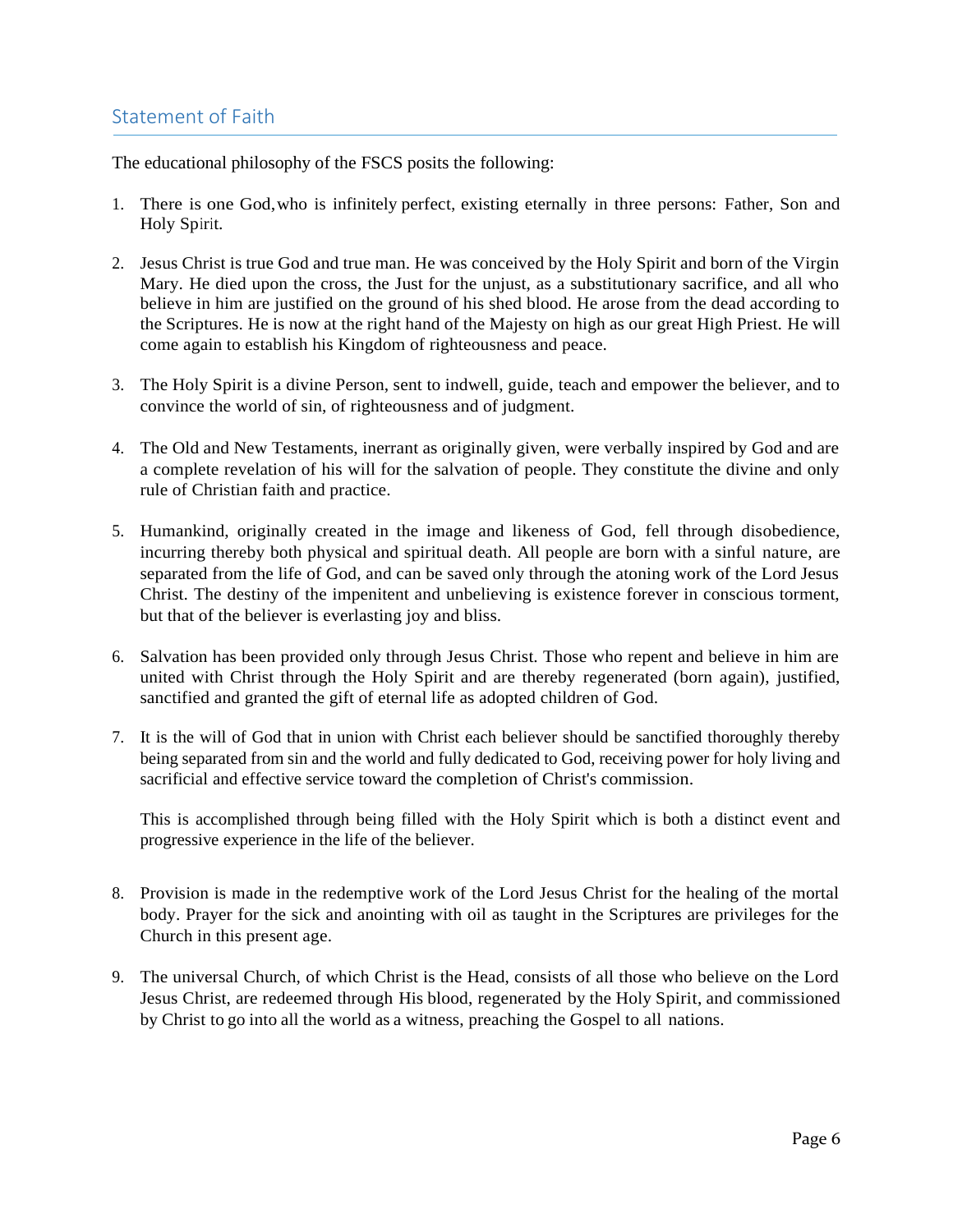## Statement of Faith

The educational philosophy of the FSCS posits the following:

1. There is one God, who is infinitely perfect, existing eternally in three persons: Father, Son and Holy Spirit.

2. Jesus Christ is true God and true man. He was conceived by the Holy Spirit and born of the Virgin Mary. He died upon the cross, the Just for the unjust, as a substitutionary sacrifice, and all who believe in him are justified on the ground of his shed blood. He arose from the dead according to the Scriptures. He is now at the right hand of the Majesty on high as our great High Priest. He will come again to establish his Kingdom of righteousness and peace.

3. The Holy Spirit is a divine Person, sent to indwell, guide, teach and empower the believer, and to convince the world of sin, of righteousness and of judgment.

4. The Old and New Testaments, inerrant as originally given, were verbally inspired by God and are a complete revelation of his will for the salvation of people. They constitute the divine and only rule of Christian faith and practice.

5. Humankind, originally created in the image and likeness of God, fell through disobedience, incurring thereby both physical and spiritual death. All people are born with a sinful nature, are separated from the life of God, and can be saved only through the atoning work of the Lord Jesus Christ. The destiny of the impenitent and unbelieving is existence forever in conscious torment, but that of the believer is everlasting joy and bliss.

6. Salvation has been provided only through Jesus Christ. Those who repent and believe in him are united with Christ through the Holy Spirit and are thereby regenerated (born again), justified, sanctified and granted the gift of eternal life as adopted children of God.

7. It is the will of God that in union with Christ each believer should be sanctified thoroughly thereby being separated from sin and the world and fully dedicated to God, receiving power for holy living and sacrificial and effective service toward the completion of Christ's commission.

   This is accomplished through being filled with the Holy Spirit which is both a distinct event and progressive experience in the life of the believer.

8. Provision is made in the redemptive work of the Lord Jesus Christ for the healing of the mortal body. Prayer for the sick and anointing with oil as taught in the Scriptures are privileges for the Church in this present age.

9. The universal Church, of which Christ is the Head, consists of all those who believe on the Lord Jesus Christ, are redeemed through His blood, regenerated by the Holy Spirit, and commissioned by Christ to go into all the world as a witness, preaching the Gospel to all nations.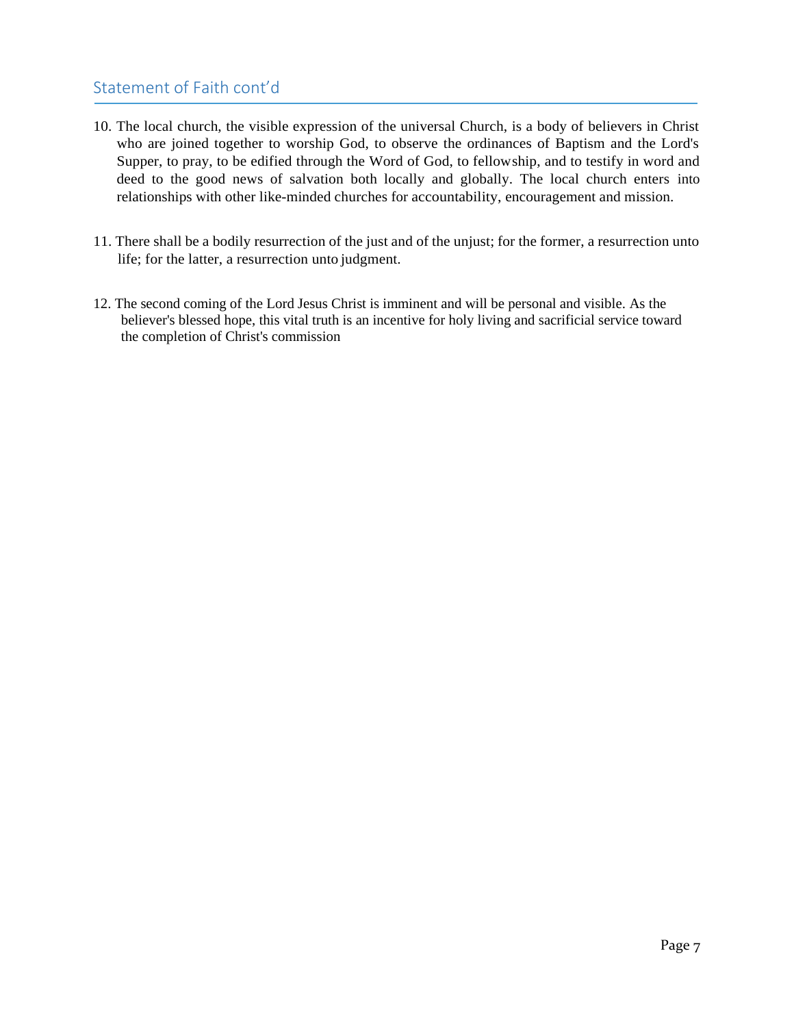## Statement of Faith cont'd

10. The local church, the visible expression of the universal Church, is a body of believers in Christ who are joined together to worship God, to observe the ordinances of Baptism and the Lord's Supper, to pray, to be edified through the Word of God, to fellowship, and to testify in word and deed to the good news of salvation both locally and globally. The local church enters into relationships with other like-minded churches for accountability, encouragement and mission.

11. There shall be a bodily resurrection of the just and of the unjust; for the former, a resurrection unto life; for the latter, a resurrection unto judgment.

12. The second coming of the Lord Jesus Christ is imminent and will be personal and visible. As the believer's blessed hope, this vital truth is an incentive for holy living and sacrificial service toward the completion of Christ's commission